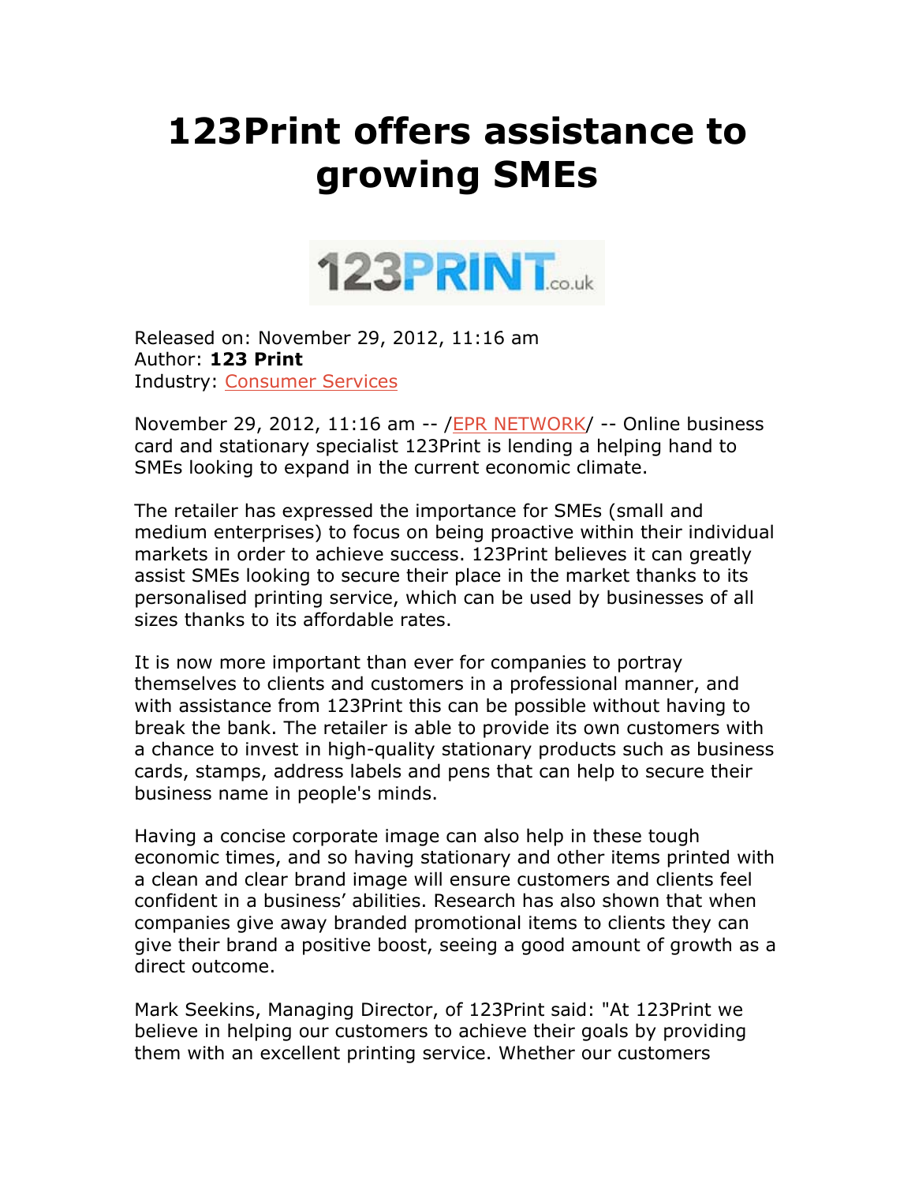# 123Print offers assistance to growing SMEs

Released on: November 29, 2012, 11:16 am
Author: **123 Print**
Industry: Consumer Services

November 29, 2012, 11:16 am -- /EPR NETWORK/ -- Online business card and stationary specialist 123Print is lending a helping hand to SMEs looking to expand in the current economic climate.

The retailer has expressed the importance for SMEs (small and medium enterprises) to focus on being proactive within their individual markets in order to achieve success. 123Print believes it can greatly assist SMEs looking to secure their place in the market thanks to its personalised printing service, which can be used by businesses of all sizes thanks to its affordable rates.

It is now more important than ever for companies to portray themselves to clients and customers in a professional manner, and with assistance from 123Print this can be possible without having to break the bank. The retailer is able to provide its own customers with a chance to invest in high-quality stationary products such as business cards, stamps, address labels and pens that can help to secure their business name in people's minds.

Having a concise corporate image can also help in these tough economic times, and so having stationary and other items printed with a clean and clear brand image will ensure customers and clients feel confident in a business' abilities. Research has also shown that when companies give away branded promotional items to clients they can give their brand a positive boost, seeing a good amount of growth as a direct outcome.

Mark Seekins, Managing Director, of 123Print said: "At 123Print we believe in helping our customers to achieve their goals by providing them with an excellent printing service. Whether our customers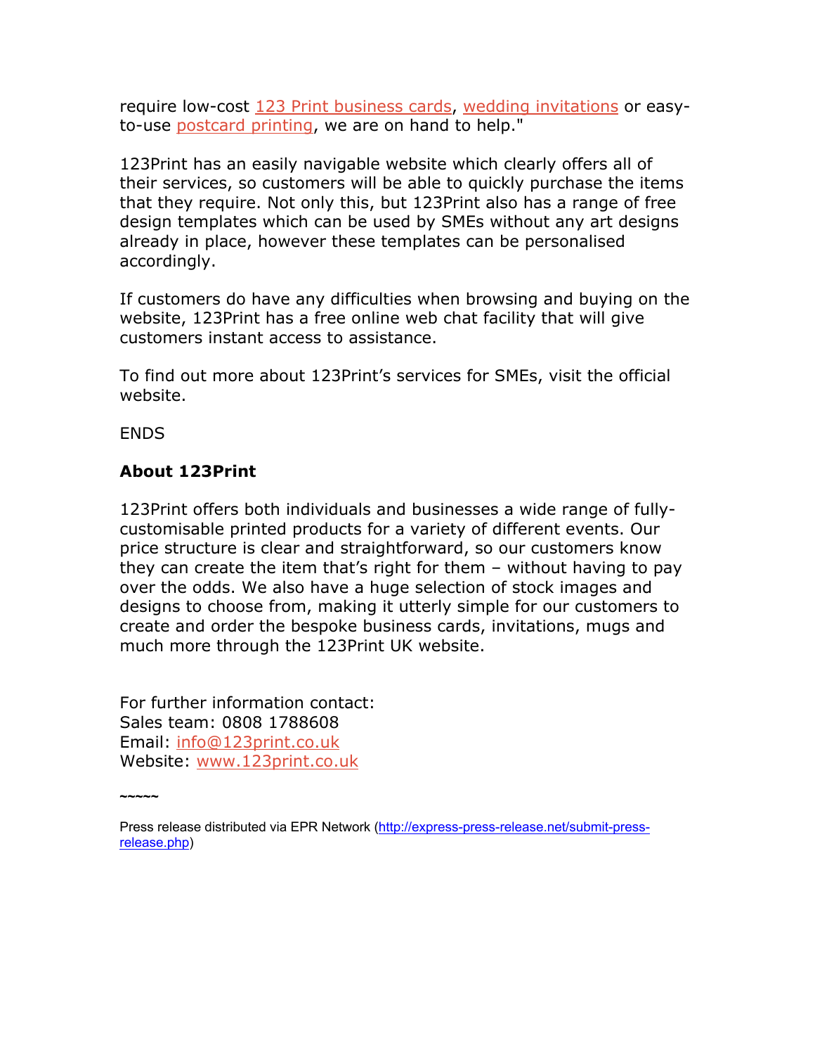require low-cost 123 Print business cards, wedding invitations or easy-to-use postcard printing, we are on hand to help."

123Print has an easily navigable website which clearly offers all of their services, so customers will be able to quickly purchase the items that they require. Not only this, but 123Print also has a range of free design templates which can be used by SMEs without any art designs already in place, however these templates can be personalised accordingly.

If customers do have any difficulties when browsing and buying on the website, 123Print has a free online web chat facility that will give customers instant access to assistance.

To find out more about 123Print's services for SMEs, visit the official website.

ENDS

**About 123Print**

123Print offers both individuals and businesses a wide range of fully-customisable printed products for a variety of different events. Our price structure is clear and straightforward, so our customers know they can create the item that's right for them – without having to pay over the odds. We also have a huge selection of stock images and designs to choose from, making it utterly simple for our customers to create and order the bespoke business cards, invitations, mugs and much more through the 123Print UK website.

For further information contact:
Sales team: 0808 1788608
Email: info@123print.co.uk
Website: www.123print.co.uk

~~~~~

Press release distributed via EPR Network (http://express-press-release.net/submit-press-release.php)